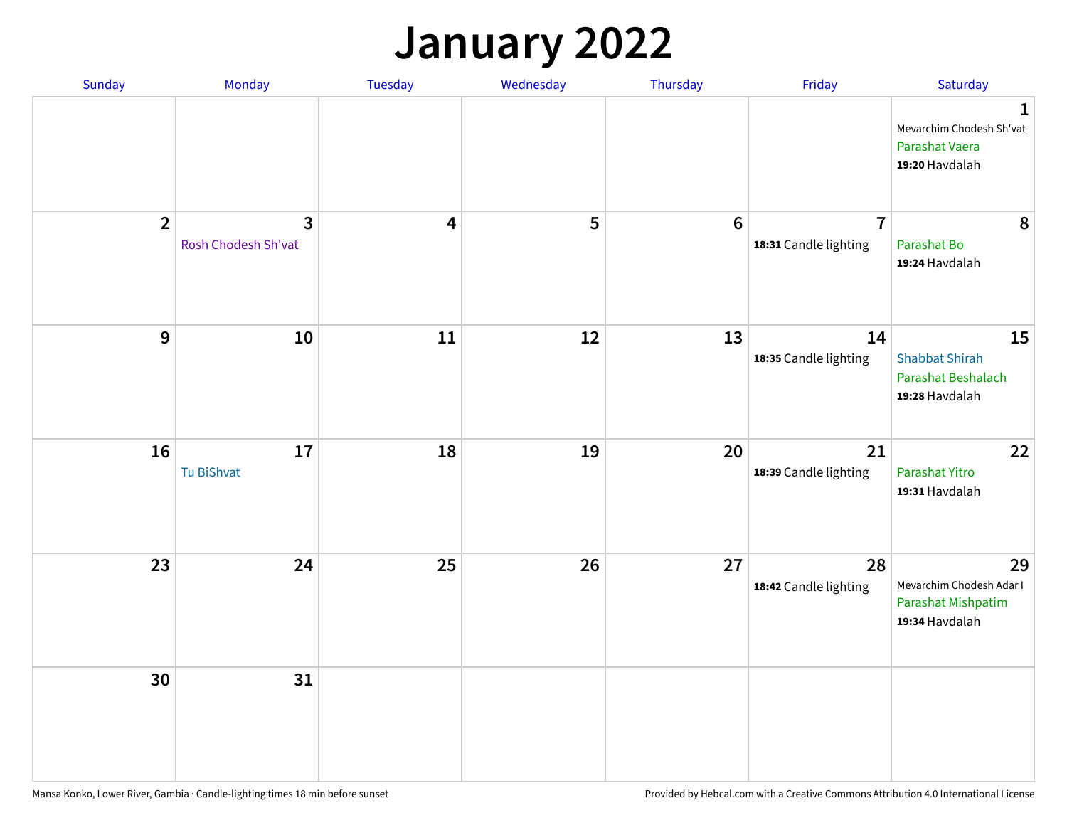# January 2022

| Sunday | Monday | Tuesday | Wednesday | Thursday | Friday | Saturday |
|---|---|---|---|---|---|---|
| | | | | | | **1** Mevarchim Chodesh Sh'vat Parashat Vaera **19:20** Havdalah |
| **2** | **3** Rosh Chodesh Sh'vat | **4** | **5** | **6** | **7** **18:31** Candle lighting | **8** Parashat Bo **19:24** Havdalah |
| **9** | **10** | **11** | **12** | **13** | **14** **18:35** Candle lighting | **15** Shabbat Shirah Parashat Beshalach **19:28** Havdalah |
| **16** | **17** Tu BiShvat | **18** | **19** | **20** | **21** **18:39** Candle lighting | **22** Parashat Yitro **19:31** Havdalah |
| **23** | **24** | **25** | **26** | **27** | **28** **18:42** Candle lighting | **29** Mevarchim Chodesh Adar I Parashat Mishpatim **19:34** Havdalah |
| **30** | **31** | | | | | |

Mansa Konko, Lower River, Gambia · Candle-lighting times 18 min before sunset

Provided by Hebcal.com with a Creative Commons Attribution 4.0 International License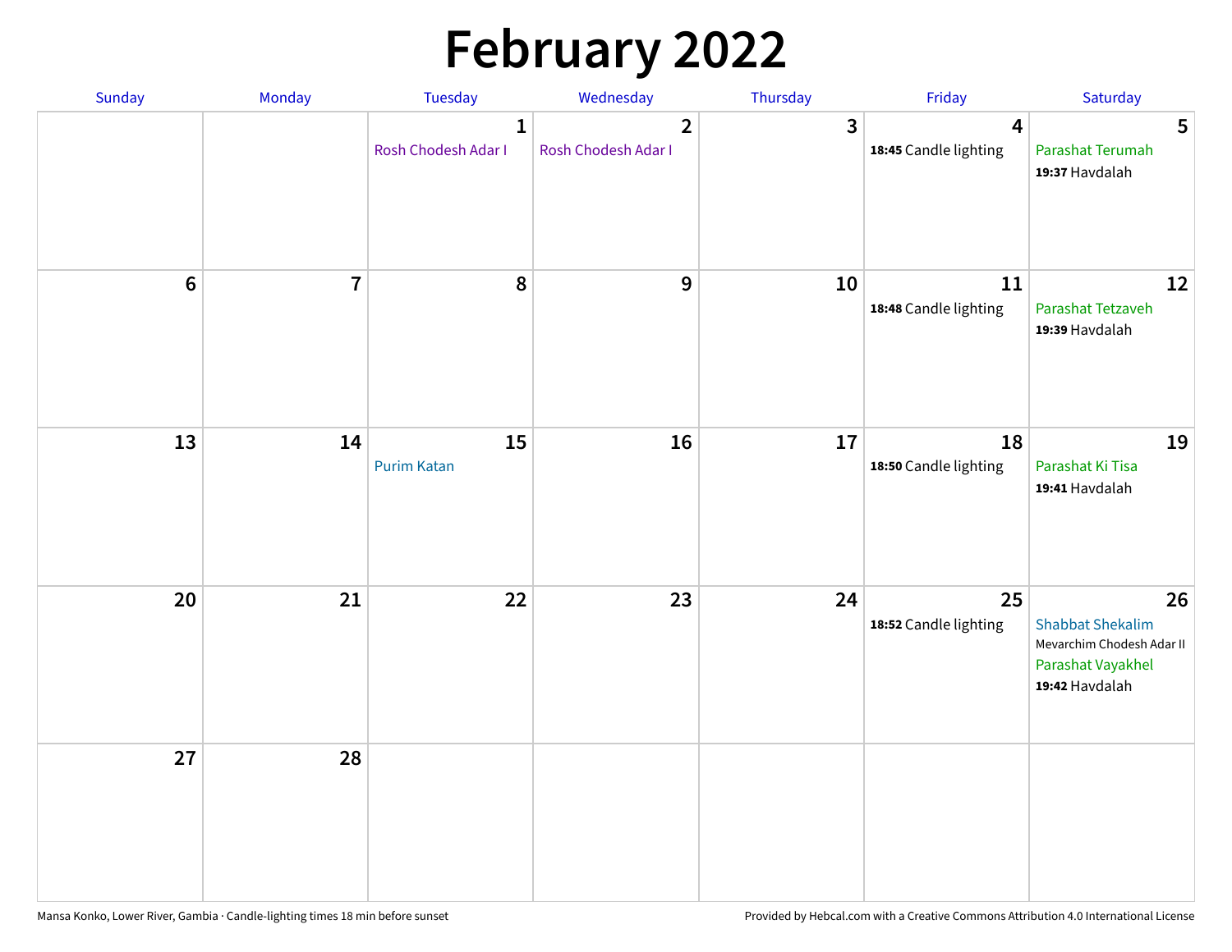# February 2022

| Sunday | Monday | Tuesday | Wednesday | Thursday | Friday | Saturday |
|---|---|---|---|---|---|---|
| | | **1** Rosh Chodesh Adar I | **2** Rosh Chodesh Adar I | **3** | **4** **18:45** Candle lighting | **5** Parashat Terumah **19:37** Havdalah |
| **6** | **7** | **8** | **9** | **10** | **11** **18:48** Candle lighting | **12** Parashat Tetzaveh **19:39** Havdalah |
| **13** | **14** | **15** Purim Katan | **16** | **17** | **18** **18:50** Candle lighting | **19** Parashat Ki Tisa **19:41** Havdalah |
| **20** | **21** | **22** | **23** | **24** | **25** **18:52** Candle lighting | **26** Shabbat Shekalim Mevarchim Chodesh Adar II Parashat Vayakhel **19:42** Havdalah |
| **27** | **28** | | | | | |

Mansa Konko, Lower River, Gambia · Candle-lighting times 18 min before sunset

Provided by Hebcal.com with a Creative Commons Attribution 4.0 International License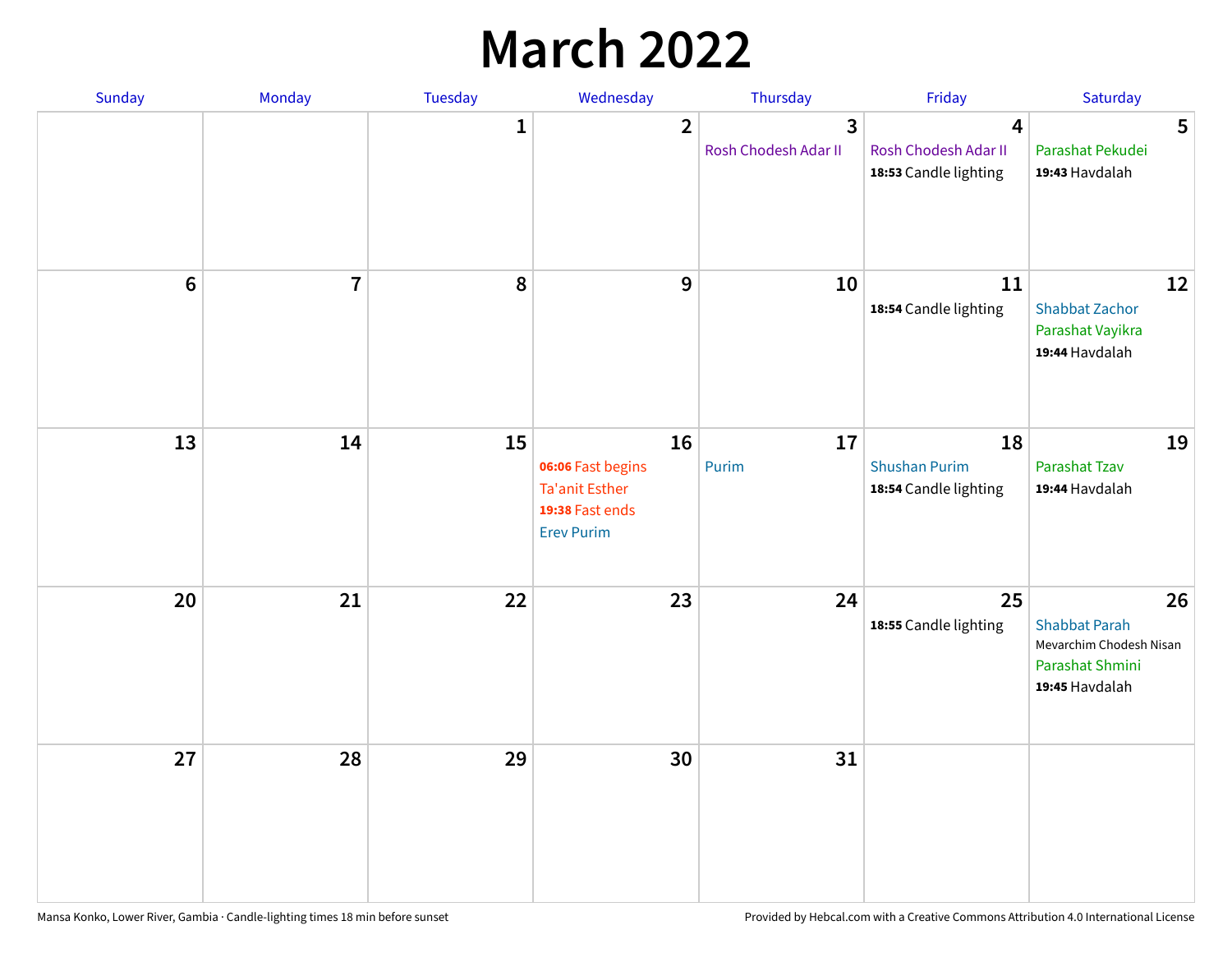# March 2022

| Sunday | Monday | Tuesday | Wednesday | Thursday | Friday | Saturday |
|---|---|---|---|---|---|---|
| | | 1 | 2 | 3<br>Rosh Chodesh Adar II | 4<br>Rosh Chodesh Adar II<br>**18:53** Candle lighting | 5<br>Parashat Pekudei<br>**19:43** Havdalah |
| 6 | 7 | 8 | 9 | 10 | 11<br>**18:54** Candle lighting | 12<br>Shabbat Zachor<br>Parashat Vayikra<br>**19:44** Havdalah |
| 13 | 14 | 15 | 16<br>**06:06** Fast begins<br>Ta'anit Esther<br>**19:38** Fast ends<br>Erev Purim | 17<br>Purim | 18<br>Shushan Purim<br>**18:54** Candle lighting | 19<br>Parashat Tzav<br>**19:44** Havdalah |
| 20 | 21 | 22 | 23 | 24 | 25<br>**18:55** Candle lighting | 26<br>Shabbat Parah<br>Mevarchim Chodesh Nisan<br>Parashat Shmini<br>**19:45** Havdalah |
| 27 | 28 | 29 | 30 | 31 | | |

Mansa Konko, Lower River, Gambia · Candle-lighting times 18 min before sunset

Provided by Hebcal.com with a Creative Commons Attribution 4.0 International License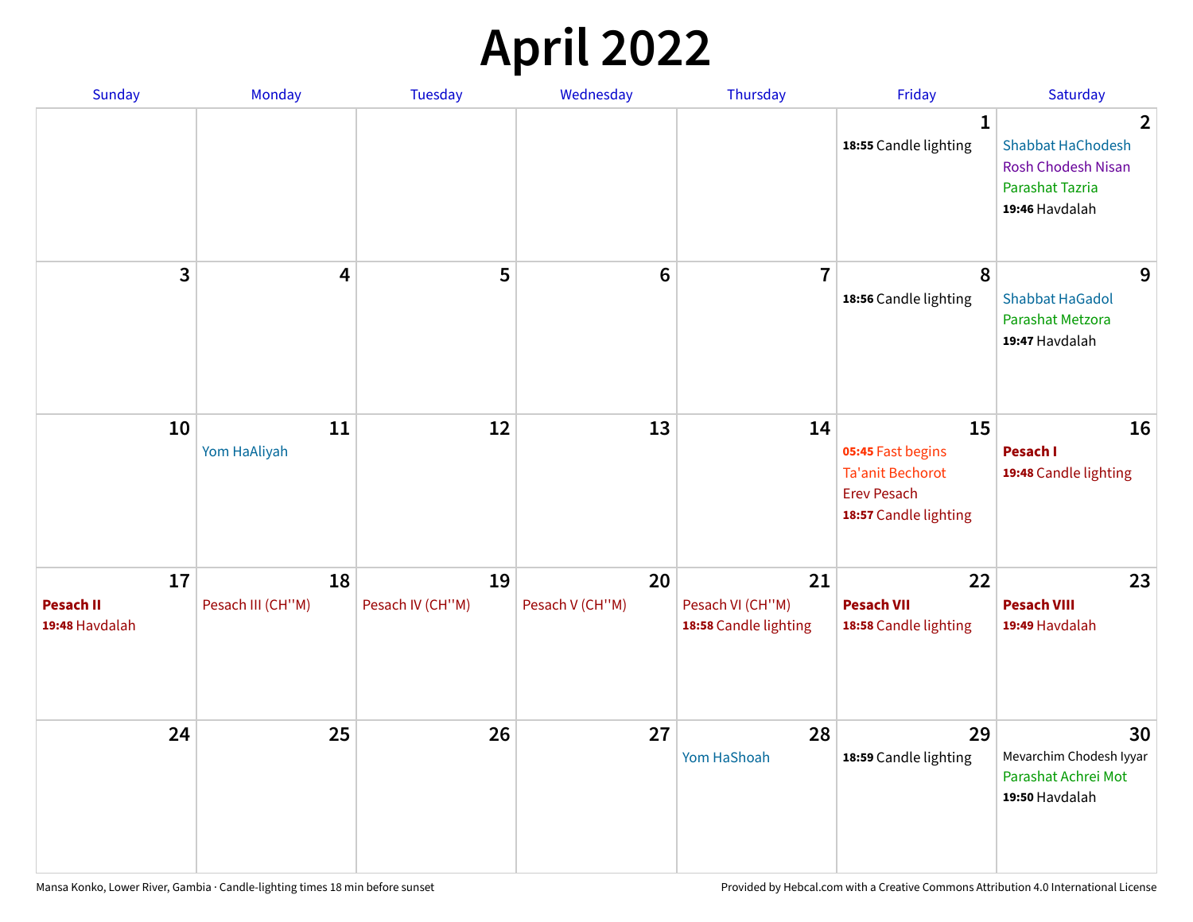# April 2022

| Sunday | Monday | Tuesday | Wednesday | Thursday | Friday | Saturday |
|---|---|---|---|---|---|---|
| | | | | | 1<br>**18:55** Candle lighting | 2<br>Shabbat HaChodesh<br>Rosh Chodesh Nisan<br>Parashat Tazria<br>**19:46** Havdalah |
| 3 | 4 | 5 | 6 | 7 | 8<br>**18:56** Candle lighting | 9<br>Shabbat HaGadol<br>Parashat Metzora<br>**19:47** Havdalah |
| 10 | 11<br>Yom HaAliyah | 12 | 13 | 14 | 15<br>**05:45** Fast begins<br>Ta'anit Bechorot<br>Erev Pesach<br>**18:57** Candle lighting | 16<br>**Pesach I**<br>**19:48** Candle lighting |
| 17<br>**Pesach II**<br>**19:48** Havdalah | 18<br>Pesach III (CH''M) | 19<br>Pesach IV (CH''M) | 20<br>Pesach V (CH''M) | 21<br>Pesach VI (CH''M)<br>**18:58** Candle lighting | 22<br>**Pesach VII**<br>**18:58** Candle lighting | 23<br>**Pesach VIII**<br>**19:49** Havdalah |
| 24 | 25 | 26 | 27 | 28<br>Yom HaShoah | 29<br>**18:59** Candle lighting | 30<br>Mevarchim Chodesh Iyyar<br>Parashat Achrei Mot<br>**19:50** Havdalah |

Mansa Konko, Lower River, Gambia · Candle-lighting times 18 min before sunset

Provided by Hebcal.com with a Creative Commons Attribution 4.0 International License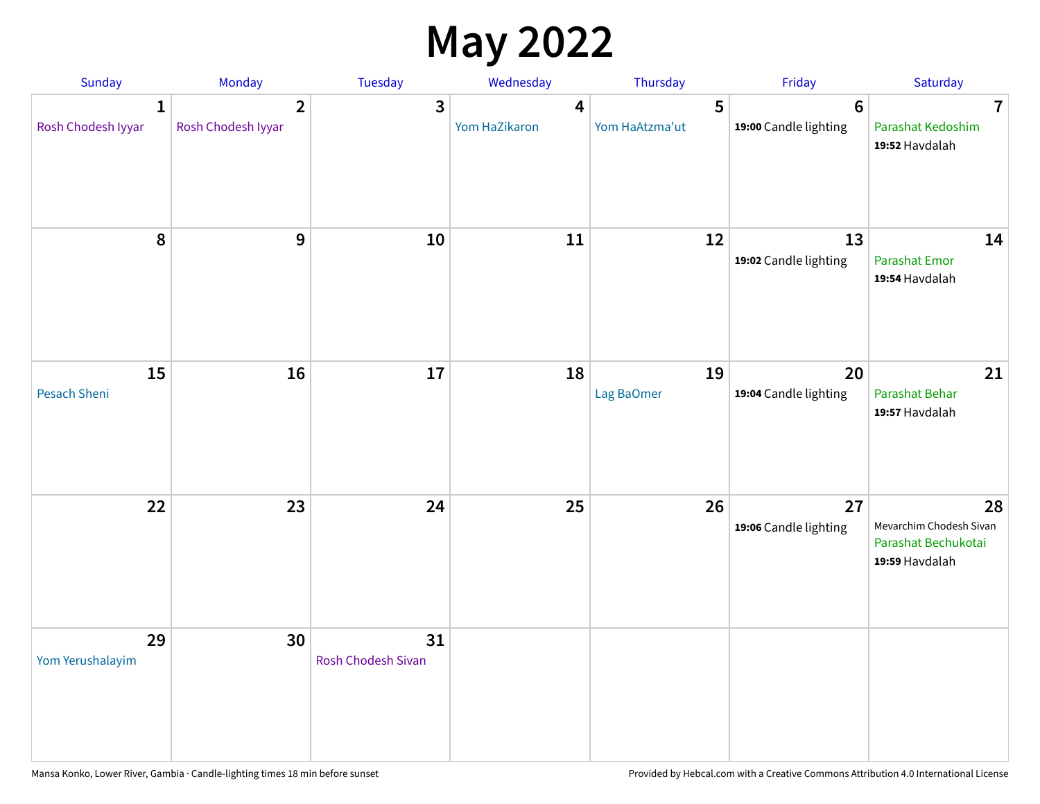# May 2022

| Sunday | Monday | Tuesday | Wednesday | Thursday | Friday | Saturday |
|---|---|---|---|---|---|---|
| **1** Rosh Chodesh Iyyar | **2** Rosh Chodesh Iyyar | **3** | **4** Yom HaZikaron | **5** Yom HaAtzma'ut | **6** **19:00** Candle lighting | **7** Parashat Kedoshim **19:52** Havdalah |
| **8** | **9** | **10** | **11** | **12** | **13** **19:02** Candle lighting | **14** Parashat Emor **19:54** Havdalah |
| **15** Pesach Sheni | **16** | **17** | **18** | **19** Lag BaOmer | **20** **19:04** Candle lighting | **21** Parashat Behar **19:57** Havdalah |
| **22** | **23** | **24** | **25** | **26** | **27** **19:06** Candle lighting | **28** Mevarchim Chodesh Sivan Parashat Bechukotai **19:59** Havdalah |
| **29** Yom Yerushalayim | **30** | **31** Rosh Chodesh Sivan | | | | |

Mansa Konko, Lower River, Gambia · Candle-lighting times 18 min before sunset

Provided by Hebcal.com with a Creative Commons Attribution 4.0 International License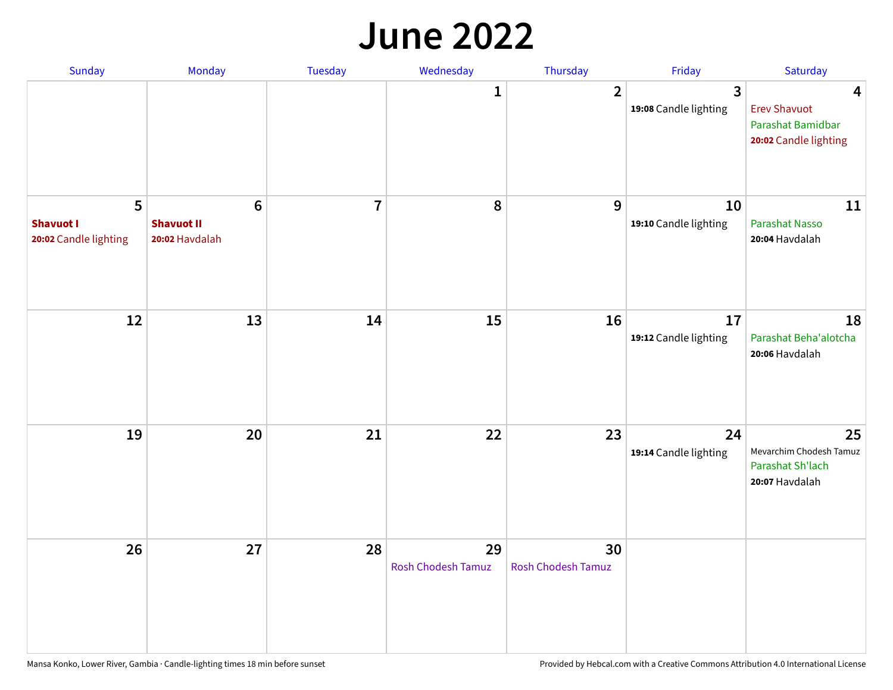# June 2022

| Sunday | Monday | Tuesday | Wednesday | Thursday | Friday | Saturday |
|---|---|---|---|---|---|---|
| | | | 1 | 2 | 3<br>**19:08** Candle lighting | 4<br>Erev Shavuot<br>Parashat Bamidbar<br>**20:02** Candle lighting |
| 5<br>**Shavuot I**<br>**20:02** Candle lighting | 6<br>**Shavuot II**<br>**20:02** Havdalah | 7 | 8 | 9 | 10<br>**19:10** Candle lighting | 11<br>Parashat Nasso<br>**20:04** Havdalah |
| 12 | 13 | 14 | 15 | 16 | 17<br>**19:12** Candle lighting | 18<br>Parashat Beha'alotcha<br>**20:06** Havdalah |
| 19 | 20 | 21 | 22 | 23 | 24<br>**19:14** Candle lighting | 25<br>Mevarchim Chodesh Tamuz<br>Parashat Sh'lach<br>**20:07** Havdalah |
| 26 | 27 | 28 | 29<br>Rosh Chodesh Tamuz | 30<br>Rosh Chodesh Tamuz | | |

Mansa Konko, Lower River, Gambia · Candle-lighting times 18 min before sunset

Provided by Hebcal.com with a Creative Commons Attribution 4.0 International License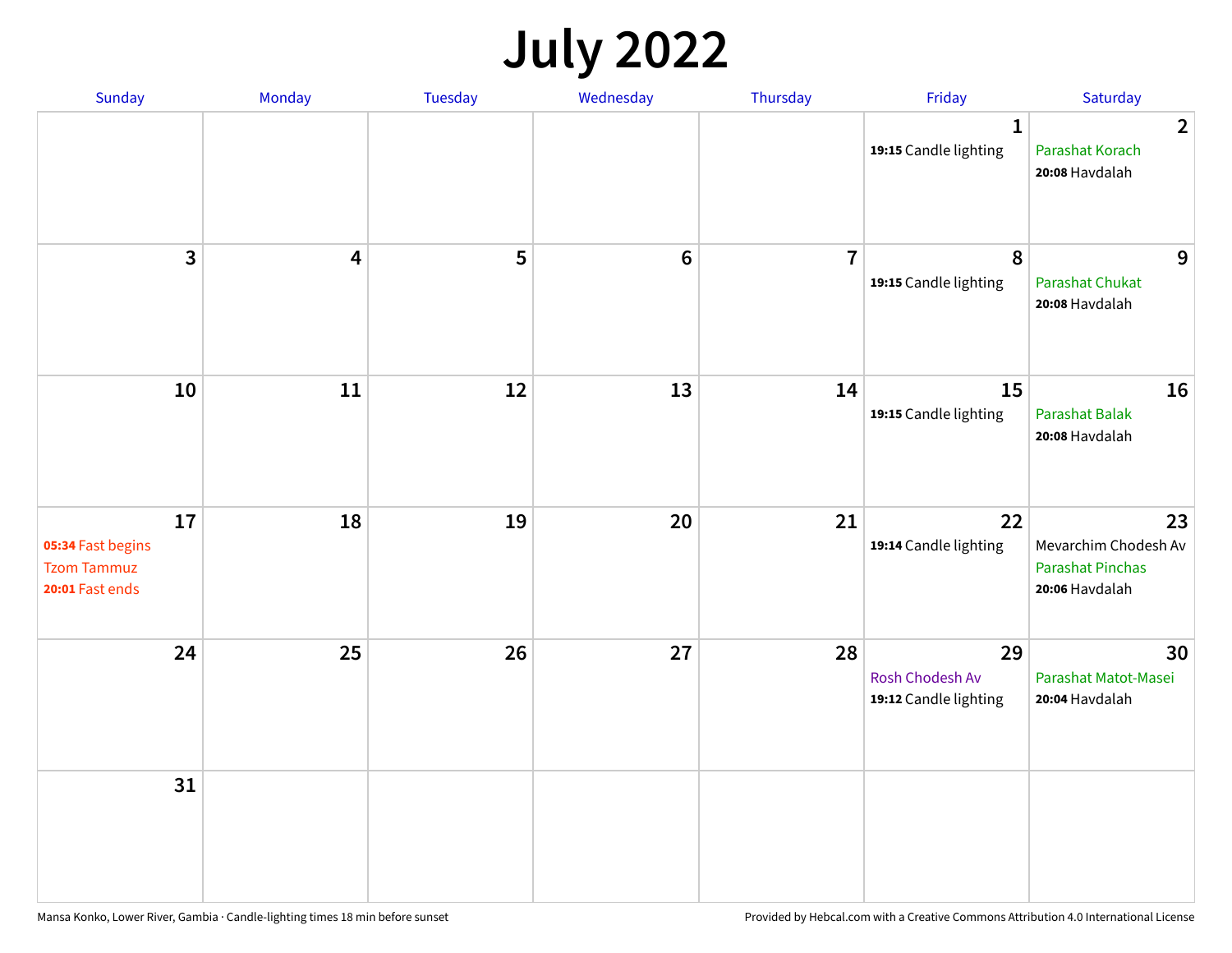# July 2022

| Sunday | Monday | Tuesday | Wednesday | Thursday | Friday | Saturday |
|---|---|---|---|---|---|---|
| | | | | | 1<br>**19:15** Candle lighting | 2<br>Parashat Korach<br>**20:08** Havdalah |
| 3 | 4 | 5 | 6 | 7 | 8<br>**19:15** Candle lighting | 9<br>Parashat Chukat<br>**20:08** Havdalah |
| 10 | 11 | 12 | 13 | 14 | 15<br>**19:15** Candle lighting | 16<br>Parashat Balak<br>**20:08** Havdalah |
| 17<br>**05:34** Fast begins<br>Tzom Tammuz<br>**20:01** Fast ends | 18 | 19 | 20 | 21 | 22<br>**19:14** Candle lighting | 23<br>Mevarchim Chodesh Av<br>Parashat Pinchas<br>**20:06** Havdalah |
| 24 | 25 | 26 | 27 | 28 | 29<br>Rosh Chodesh Av<br>**19:12** Candle lighting | 30<br>Parashat Matot-Masei<br>**20:04** Havdalah |
| 31 | | | | | | |

Mansa Konko, Lower River, Gambia · Candle-lighting times 18 min before sunset

Provided by Hebcal.com with a Creative Commons Attribution 4.0 International License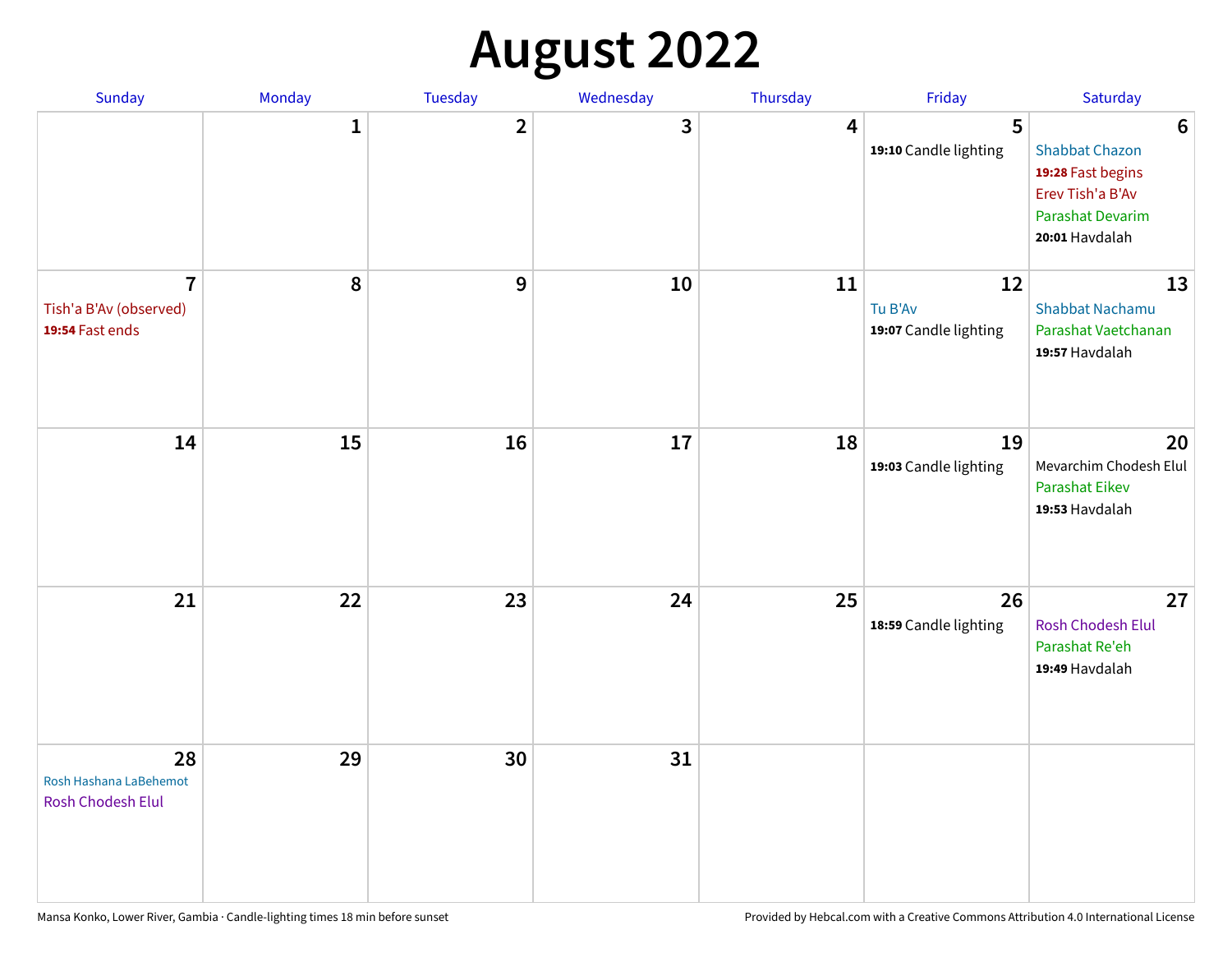# August 2022

| Sunday | Monday | Tuesday | Wednesday | Thursday | Friday | Saturday |
|---|---|---|---|---|---|---|
| | 1 | 2 | 3 | 4 | 5<br>**19:10** Candle lighting | 6<br>Shabbat Chazon<br>**19:28** Fast begins<br>Erev Tish'a B'Av<br>Parashat Devarim<br>**20:01** Havdalah |
| 7<br>Tish'a B'Av (observed)<br>**19:54** Fast ends | 8 | 9 | 10 | 11 | 12<br>Tu B'Av<br>**19:07** Candle lighting | 13<br>Shabbat Nachamu<br>Parashat Vaetchanan<br>**19:57** Havdalah |
| 14 | 15 | 16 | 17 | 18 | 19<br>**19:03** Candle lighting | 20<br>Mevarchim Chodesh Elul<br>Parashat Eikev<br>**19:53** Havdalah |
| 21 | 22 | 23 | 24 | 25 | 26<br>**18:59** Candle lighting | 27<br>Rosh Chodesh Elul<br>Parashat Re'eh<br>**19:49** Havdalah |
| 28<br>Rosh Hashana LaBehemot<br>Rosh Chodesh Elul | 29 | 30 | 31 | | | |

Mansa Konko, Lower River, Gambia · Candle-lighting times 18 min before sunset

Provided by Hebcal.com with a Creative Commons Attribution 4.0 International License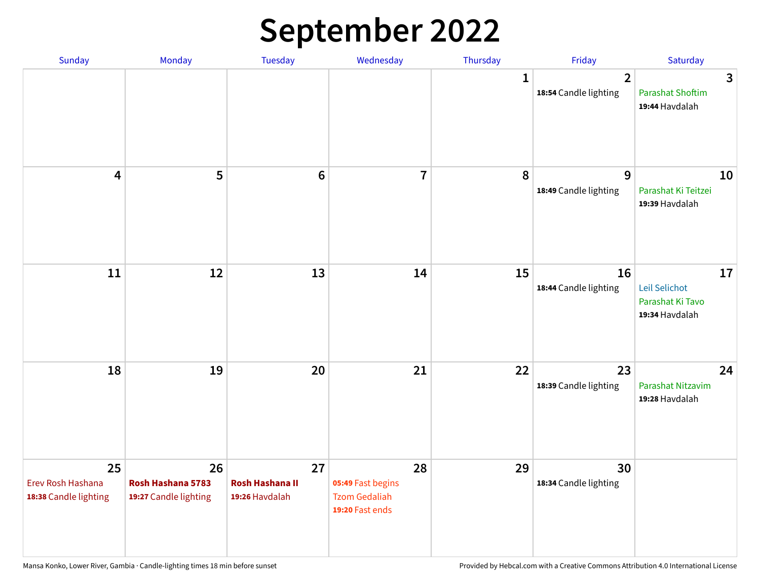# September 2022

| Sunday | Monday | Tuesday | Wednesday | Thursday | Friday | Saturday |
|---|---|---|---|---|---|---|
| | | | | 1 | 2<br>**18:54** Candle lighting | 3<br>Parashat Shoftim<br>**19:44** Havdalah |
| 4 | 5 | 6 | 7 | 8 | 9<br>**18:49** Candle lighting | 10<br>Parashat Ki Teitzei<br>**19:39** Havdalah |
| 11 | 12 | 13 | 14 | 15 | 16<br>**18:44** Candle lighting | 17<br>Leil Selichot<br>Parashat Ki Tavo<br>**19:34** Havdalah |
| 18 | 19 | 20 | 21 | 22 | 23<br>**18:39** Candle lighting | 24<br>Parashat Nitzavim<br>**19:28** Havdalah |
| 25<br>Erev Rosh Hashana<br>**18:38** Candle lighting | 26<br>**Rosh Hashana 5783**<br>**19:27** Candle lighting | 27<br>**Rosh Hashana II**<br>**19:26** Havdalah | 28<br>**05:49** Fast begins<br>Tzom Gedaliah<br>**19:20** Fast ends | 29 | 30<br>**18:34** Candle lighting | |

Mansa Konko, Lower River, Gambia · Candle-lighting times 18 min before sunset

Provided by Hebcal.com with a Creative Commons Attribution 4.0 International License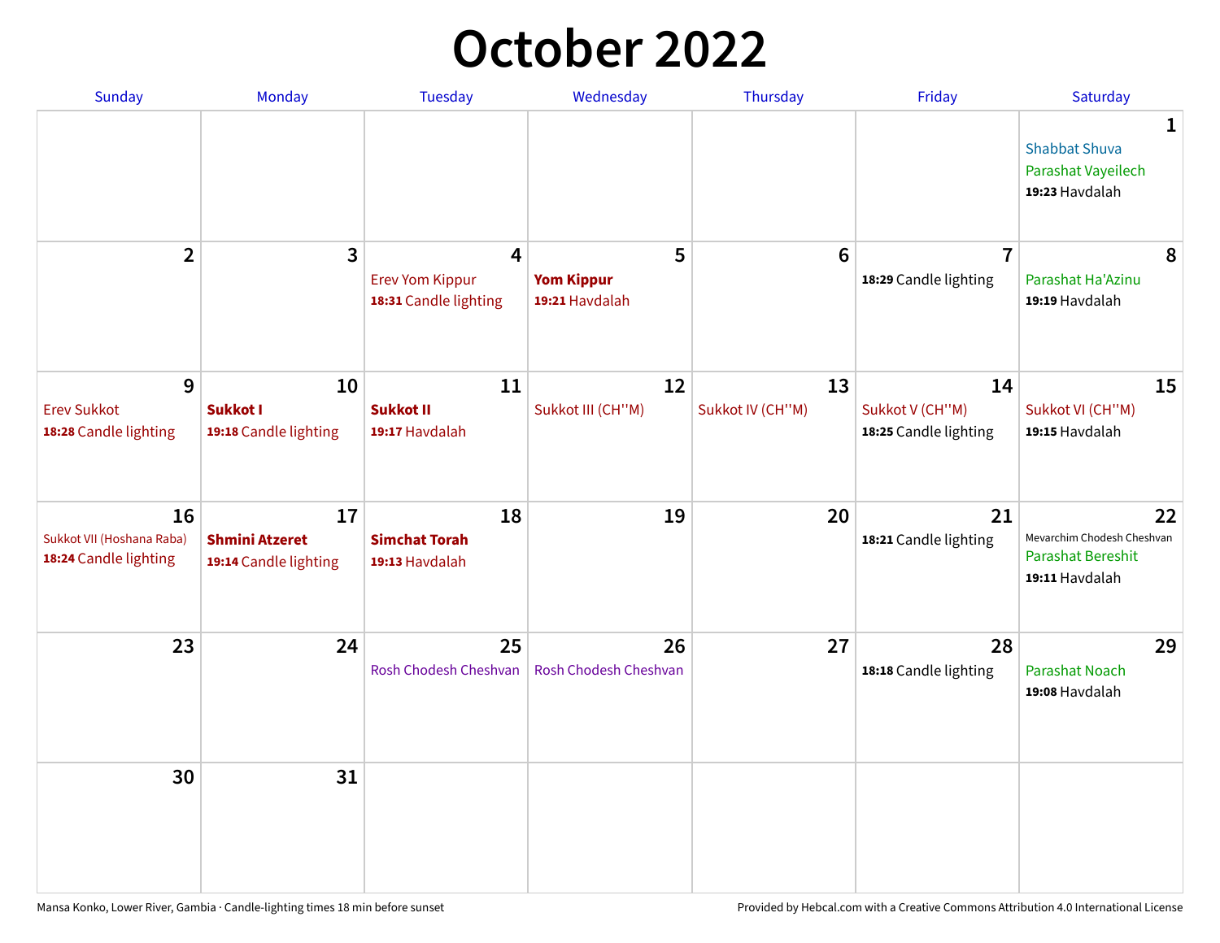# October 2022

| Sunday | Monday | Tuesday | Wednesday | Thursday | Friday | Saturday |
|---|---|---|---|---|---|---|
| | | | | | | **1**<br>Shabbat Shuva<br>Parashat Vayeilech<br>**19:23** Havdalah |
| **2** | **3** | **4**<br>Erev Yom Kippur<br>**18:31** Candle lighting | **5**<br>**Yom Kippur**<br>**19:21** Havdalah | **6** | **7**<br>**18:29** Candle lighting | **8**<br>Parashat Ha'Azinu<br>**19:19** Havdalah |
| **9**<br>Erev Sukkot<br>**18:28** Candle lighting | **10**<br>**Sukkot I**<br>**19:18** Candle lighting | **11**<br>**Sukkot II**<br>**19:17** Havdalah | **12**<br>Sukkot III (CH''M) | **13**<br>Sukkot IV (CH''M) | **14**<br>Sukkot V (CH''M)<br>**18:25** Candle lighting | **15**<br>Sukkot VI (CH''M)<br>**19:15** Havdalah |
| **16**<br>Sukkot VII (Hoshana Raba)<br>**18:24** Candle lighting | **17**<br>**Shmini Atzeret**<br>**19:14** Candle lighting | **18**<br>**Simchat Torah**<br>**19:13** Havdalah | **19** | **20** | **21**<br>**18:21** Candle lighting | **22**<br>Mevarchim Chodesh Cheshvan<br>Parashat Bereshit<br>**19:11** Havdalah |
| **23** | **24** | **25**<br>Rosh Chodesh Cheshvan | **26**<br>Rosh Chodesh Cheshvan | **27** | **28**<br>**18:18** Candle lighting | **29**<br>Parashat Noach<br>**19:08** Havdalah |
| **30** | **31** | | | | | |

Mansa Konko, Lower River, Gambia · Candle-lighting times 18 min before sunset

Provided by Hebcal.com with a Creative Commons Attribution 4.0 International License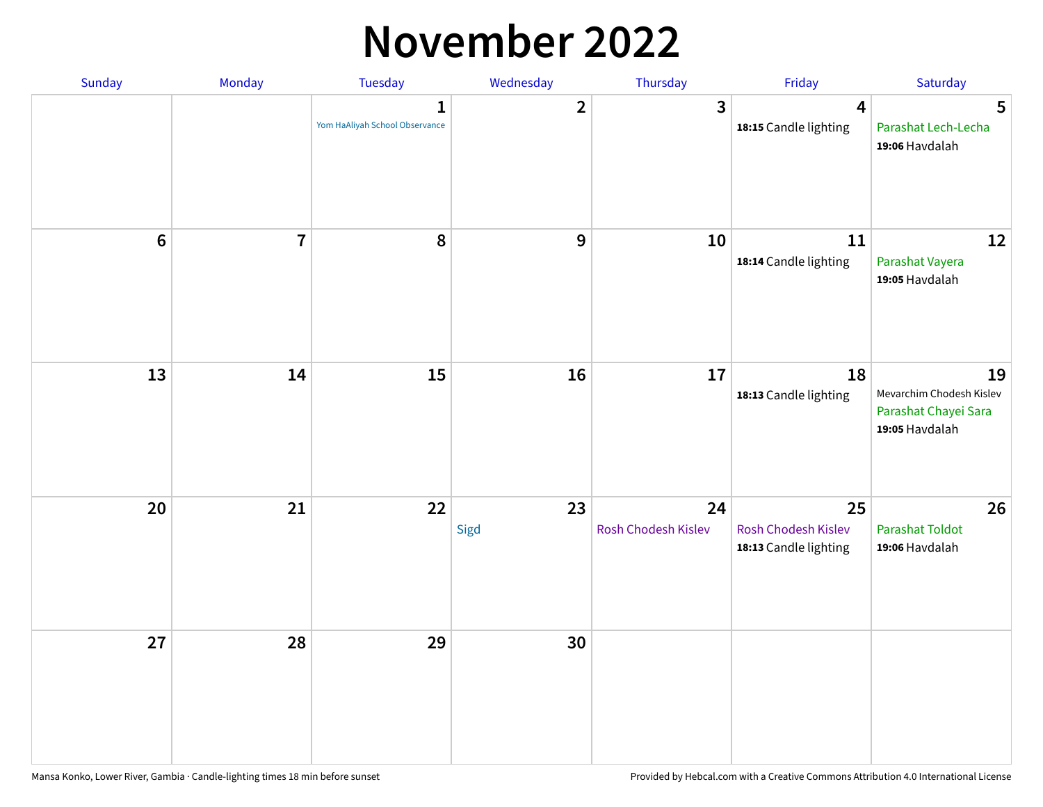# November 2022

| Sunday | Monday | Tuesday | Wednesday | Thursday | Friday | Saturday |
|---|---|---|---|---|---|---|
| | | 1 Yom HaAliyah School Observance | 2 | 3 | 4 **18:15** Candle lighting | 5 Parashat Lech-Lecha **19:06** Havdalah |
| 6 | 7 | 8 | 9 | 10 | 11 **18:14** Candle lighting | 12 Parashat Vayera **19:05** Havdalah |
| 13 | 14 | 15 | 16 | 17 | 18 **18:13** Candle lighting | 19 Mevarchim Chodesh Kislev Parashat Chayei Sara **19:05** Havdalah |
| 20 | 21 | 22 | 23 Sigd | 24 Rosh Chodesh Kislev | 25 Rosh Chodesh Kislev **18:13** Candle lighting | 26 Parashat Toldot **19:06** Havdalah |
| 27 | 28 | 29 | 30 | | | |

Mansa Konko, Lower River, Gambia · Candle-lighting times 18 min before sunset

Provided by Hebcal.com with a Creative Commons Attribution 4.0 International License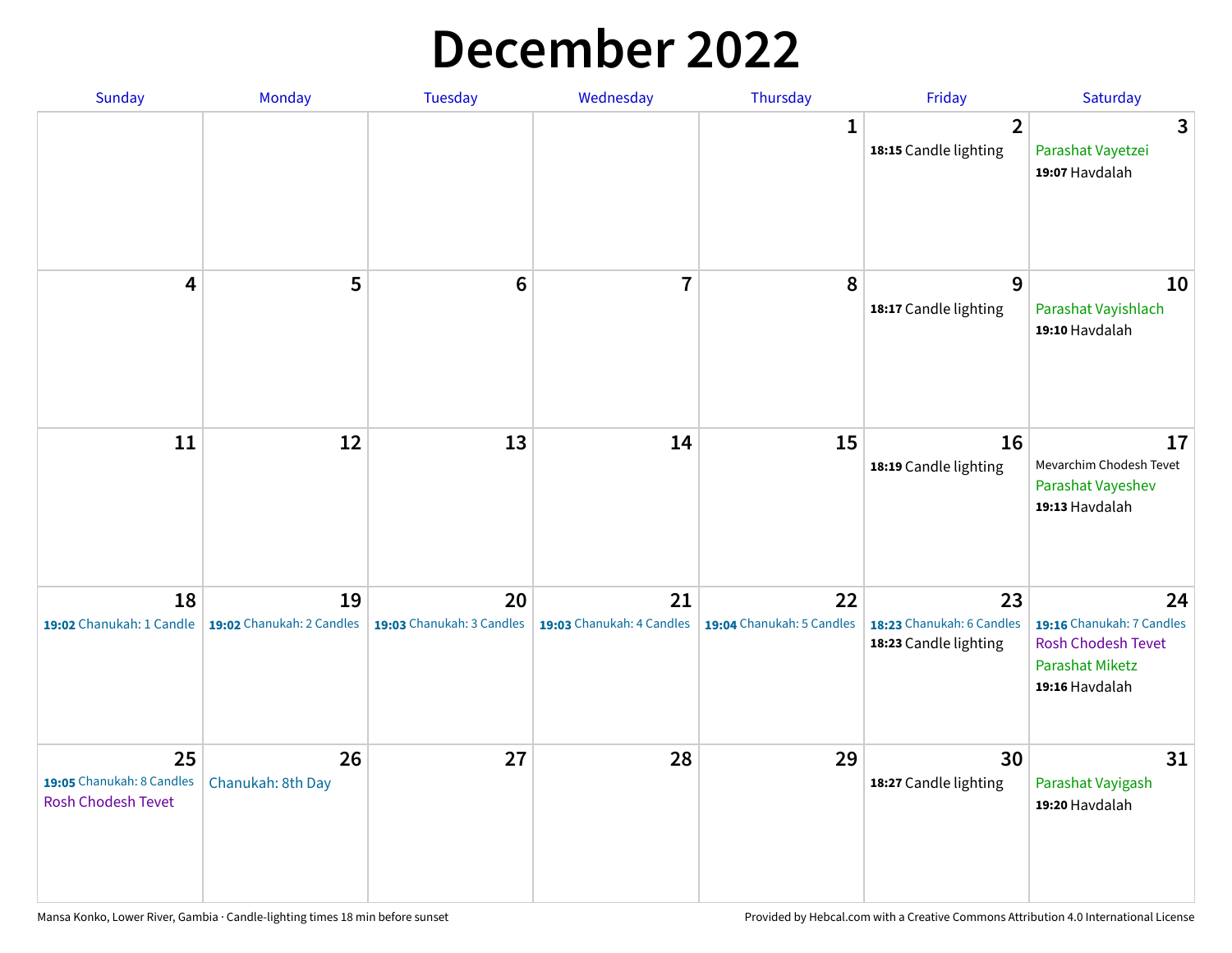# December 2022

| Sunday | Monday | Tuesday | Wednesday | Thursday | Friday | Saturday |
|---|---|---|---|---|---|---|
| | | | | 1 | 2<br>**18:15** Candle lighting | 3<br>Parashat Vayetzei<br>**19:07** Havdalah |
| 4 | 5 | 6 | 7 | 8 | 9<br>**18:17** Candle lighting | 10<br>Parashat Vayishlach<br>**19:10** Havdalah |
| 11 | 12 | 13 | 14 | 15 | 16<br>**18:19** Candle lighting | 17<br>Mevarchim Chodesh Tevet<br>Parashat Vayeshev<br>**19:13** Havdalah |
| 18<br>**19:02** Chanukah: 1 Candle | 19<br>**19:02** Chanukah: 2 Candles | 20<br>**19:03** Chanukah: 3 Candles | 21<br>**19:03** Chanukah: 4 Candles | 22<br>**19:04** Chanukah: 5 Candles | 23<br>**18:23** Chanukah: 6 Candles<br>**18:23** Candle lighting | 24<br>**19:16** Chanukah: 7 Candles<br>Rosh Chodesh Tevet<br>Parashat Miketz<br>**19:16** Havdalah |
| 25<br>**19:05** Chanukah: 8 Candles<br>Rosh Chodesh Tevet | 26<br>Chanukah: 8th Day | 27 | 28 | 29 | 30<br>**18:27** Candle lighting | 31<br>Parashat Vayigash<br>**19:20** Havdalah |

Mansa Konko, Lower River, Gambia · Candle-lighting times 18 min before sunset

Provided by Hebcal.com with a Creative Commons Attribution 4.0 International License